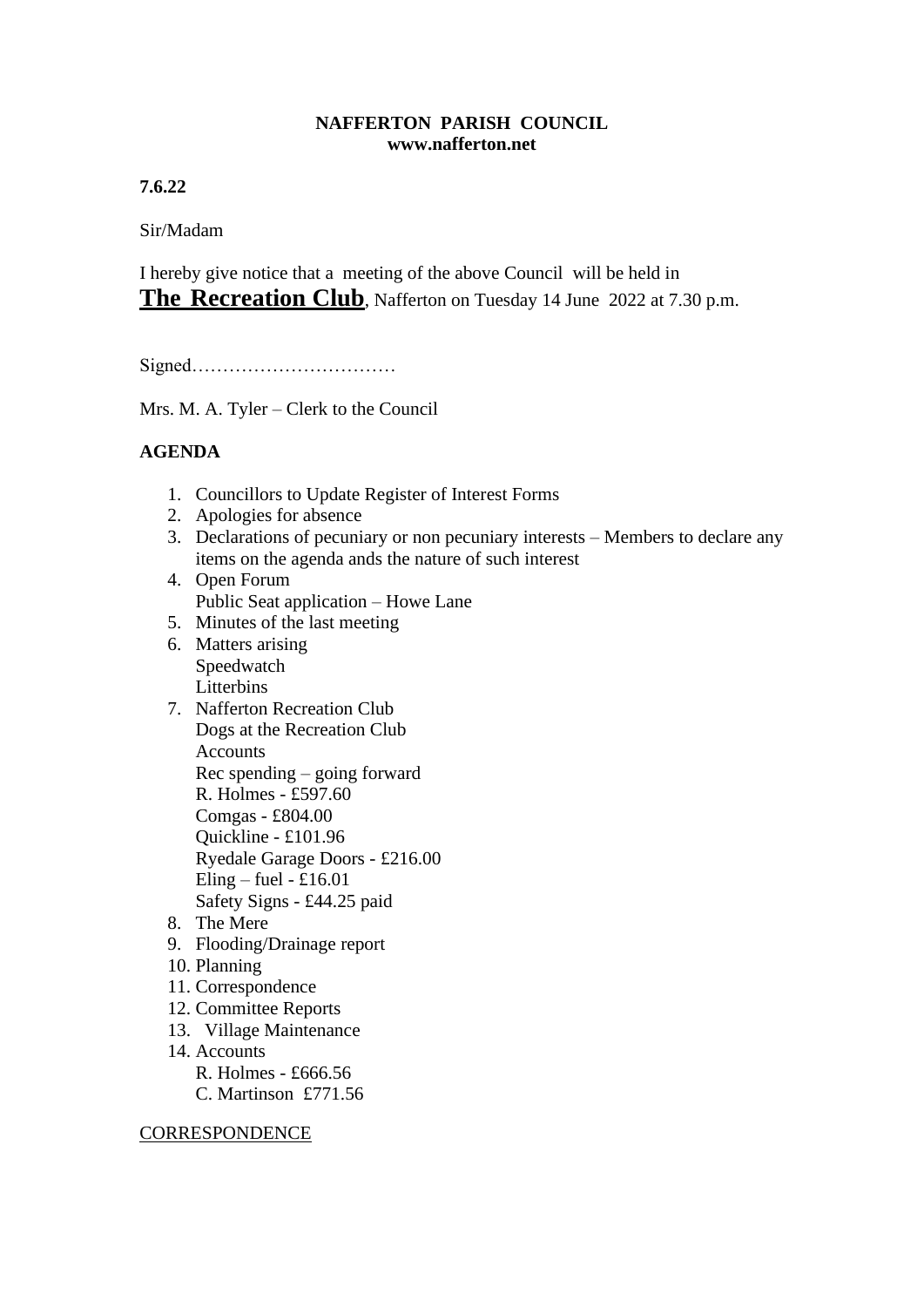**NAFFERTON PARISH COUNCIL**
**www.nafferton.net**

**7.6.22**

Sir/Madam

I hereby give notice that a meeting of the above Council will be held in **The Recreation Club**, Nafferton on Tuesday 14 June 2022 at 7.30 p.m.

Signed……………………………

Mrs. M. A. Tyler – Clerk to the Council

**AGENDA**

1. Councillors to Update Register of Interest Forms
2. Apologies for absence
3. Declarations of pecuniary or non pecuniary interests – Members to declare any items on the agenda ands the nature of such interest
4. Open Forum
   Public Seat application – Howe Lane
5. Minutes of the last meeting
6. Matters arising
   Speedwatch
   Litterbins
7. Nafferton Recreation Club
   Dogs at the Recreation Club
   Accounts
   Rec spending – going forward
   R. Holmes - £597.60
   Comgas - £804.00
   Quickline - £101.96
   Ryedale Garage Doors - £216.00
   Eling – fuel - £16.01
   Safety Signs - £44.25 paid
8. The Mere
9. Flooding/Drainage report
10. Planning
11. Correspondence
12. Committee Reports
13. Village Maintenance
14. Accounts
    R. Holmes - £666.56
    C. Martinson £771.56

CORRESPONDENCE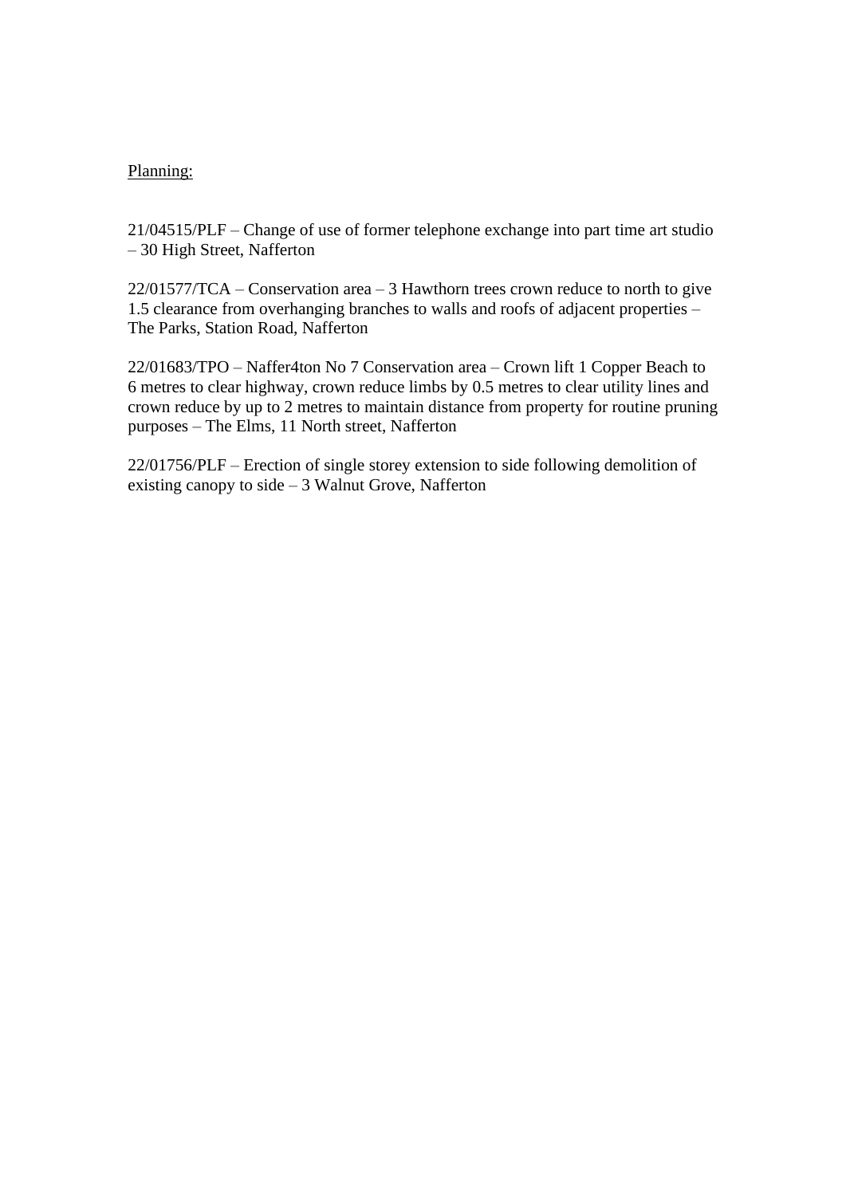Planning:

21/04515/PLF – Change of use of former telephone exchange into part time art studio – 30 High Street, Nafferton

22/01577/TCA – Conservation area – 3 Hawthorn trees crown reduce to north to give 1.5 clearance from overhanging branches to walls and roofs of adjacent properties – The Parks, Station Road, Nafferton

22/01683/TPO – Naffer4ton No 7 Conservation area – Crown lift 1 Copper Beach to 6 metres to clear highway, crown reduce limbs by 0.5 metres to clear utility lines and crown reduce by up to 2 metres to maintain distance from property for routine pruning purposes – The Elms, 11 North street, Nafferton

22/01756/PLF – Erection of single storey extension to side following demolition of existing canopy to side – 3 Walnut Grove, Nafferton